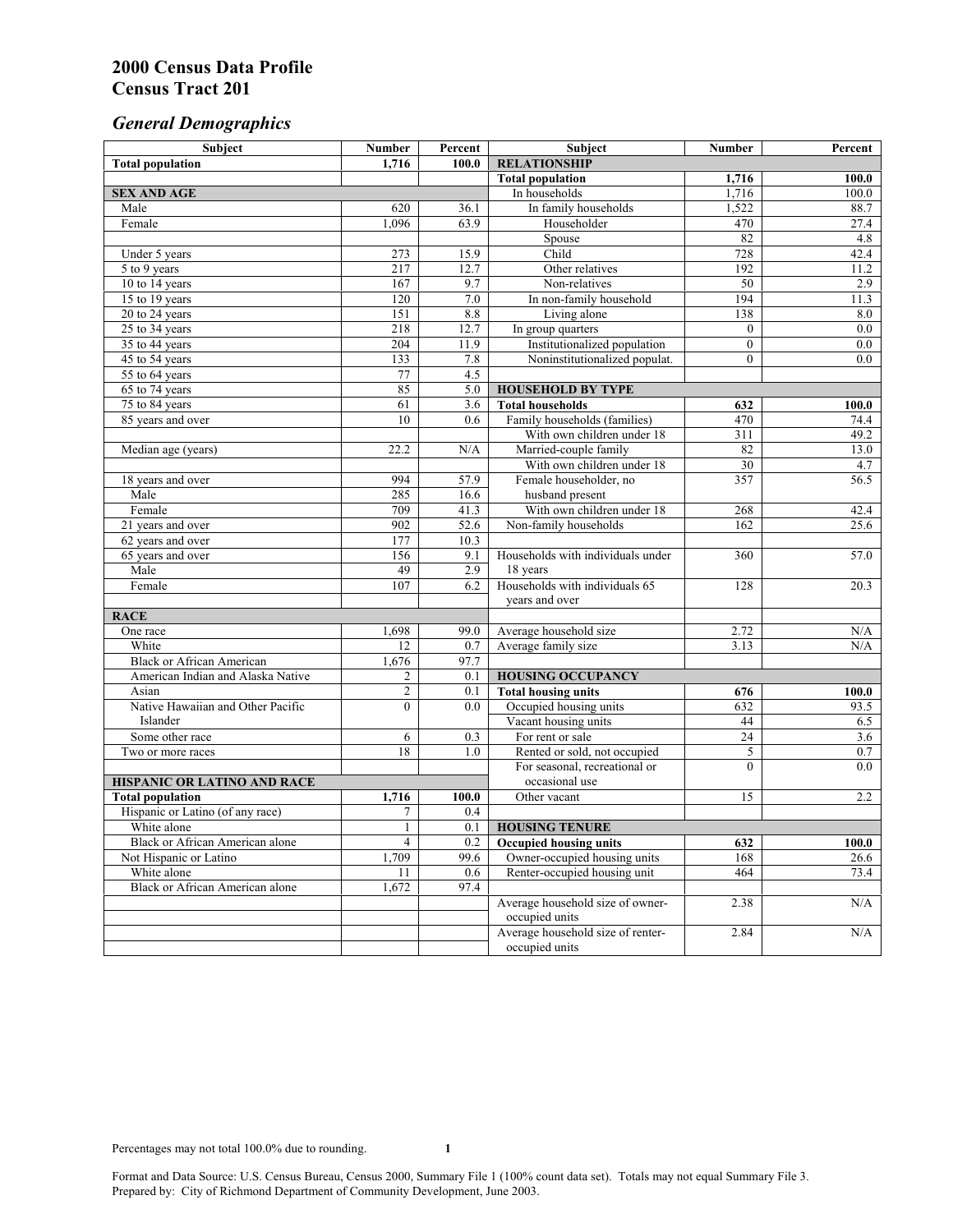# 2000 Census Data Profile
# Census Tract 201

## *General Demographics*

| Subject | Number | Percent | Subject | Number | Percent |
|---|---|---|---|---|---|
| **Total population** | **1,716** | **100.0** | **RELATIONSHIP** | | |
| | | | **Total population** | **1,716** | **100.0** |
| **SEX AND AGE** | | | In households | 1,716 | 100.0 |
| Male | 620 | 36.1 | In family households | 1,522 | 88.7 |
| Female | 1,096 | 63.9 | Householder | 470 | 27.4 |
| | | | Spouse | 82 | 4.8 |
| Under 5 years | 273 | 15.9 | Child | 728 | 42.4 |
| 5 to 9 years | 217 | 12.7 | Other relatives | 192 | 11.2 |
| 10 to 14 years | 167 | 9.7 | Non-relatives | 50 | 2.9 |
| 15 to 19 years | 120 | 7.0 | In non-family household | 194 | 11.3 |
| 20 to 24 years | 151 | 8.8 | Living alone | 138 | 8.0 |
| 25 to 34 years | 218 | 12.7 | In group quarters | 0 | 0.0 |
| 35 to 44 years | 204 | 11.9 | Institutionalized population | 0 | 0.0 |
| 45 to 54 years | 133 | 7.8 | Noninstitutionalized populat. | 0 | 0.0 |
| 55 to 64 years | 77 | 4.5 | | | |
| 65 to 74 years | 85 | 5.0 | **HOUSEHOLD BY TYPE** | | |
| 75 to 84 years | 61 | 3.6 | **Total households** | **632** | **100.0** |
| 85 years and over | 10 | 0.6 | Family households (families) | 470 | 74.4 |
| | | | With own children under 18 | 311 | 49.2 |
| Median age (years) | 22.2 | N/A | Married-couple family | 82 | 13.0 |
| | | | With own children under 18 | 30 | 4.7 |
| 18 years and over | 994 | 57.9 | Female householder, no husband present | 357 | 56.5 |
| Male | 285 | 16.6 | | | |
| Female | 709 | 41.3 | With own children under 18 | 268 | 42.4 |
| 21 years and over | 902 | 52.6 | Non-family households | 162 | 25.6 |
| 62 years and over | 177 | 10.3 | | | |
| 65 years and over | 156 | 9.1 | Households with individuals under 18 years | 360 | 57.0 |
| Male | 49 | 2.9 | | | |
| Female | 107 | 6.2 | Households with individuals 65 years and over | 128 | 20.3 |
| **RACE** | | | | | |
| One race | 1,698 | 99.0 | Average household size | 2.72 | N/A |
| White | 12 | 0.7 | Average family size | 3.13 | N/A |
| Black or African American | 1,676 | 97.7 | | | |
| American Indian and Alaska Native | 2 | 0.1 | **HOUSING OCCUPANCY** | | |
| Asian | 2 | 0.1 | **Total housing units** | **676** | **100.0** |
| Native Hawaiian and Other Pacific Islander | 0 | 0.0 | Occupied housing units | 632 | 93.5 |
| | | | Vacant housing units | 44 | 6.5 |
| Some other race | 6 | 0.3 | For rent or sale | 24 | 3.6 |
| Two or more races | 18 | 1.0 | Rented or sold, not occupied | 5 | 0.7 |
| | | | For seasonal, recreational or occasional use | 0 | 0.0 |
| **HISPANIC OR LATINO AND RACE** | | | | | |
| **Total population** | **1,716** | **100.0** | Other vacant | 15 | 2.2 |
| Hispanic or Latino (of any race) | 7 | 0.4 | | | |
| White alone | 1 | 0.1 | **HOUSING TENURE** | | |
| Black or African American alone | 4 | 0.2 | **Occupied housing units** | **632** | **100.0** |
| Not Hispanic or Latino | 1,709 | 99.6 | Owner-occupied housing units | 168 | 26.6 |
| White alone | 11 | 0.6 | Renter-occupied housing unit | 464 | 73.4 |
| Black or African American alone | 1,672 | 97.4 | | | |
| | | | Average household size of owner-occupied units | 2.38 | N/A |
| | | | Average household size of renter-occupied units | 2.84 | N/A |

Percentages may not total 100.0% due to rounding.

Format and Data Source: U.S. Census Bureau, Census 2000, Summary File 1 (100% count data set). Totals may not equal Summary File 3.
Prepared by: City of Richmond Department of Community Development, June 2003.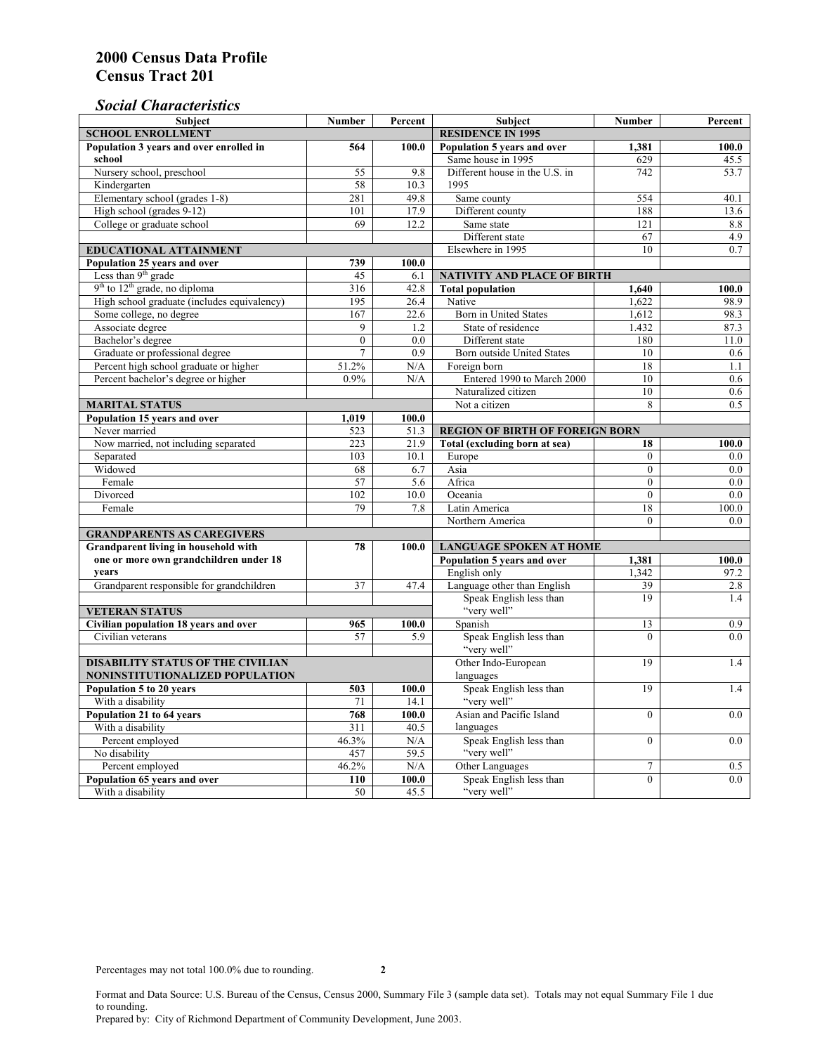# 2000 Census Data Profile
# Census Tract 201

## *Social Characteristics*

| Subject | Number | Percent | Subject | Number | Percent |
|---|---|---|---|---|---|
| **SCHOOL ENROLLMENT** | | | **RESIDENCE IN 1995** | | |
| **Population 3 years and over enrolled in school** | **564** | **100.0** | **Population 5 years and over** | **1,381** | **100.0** |
| Nursery school, preschool | 55 | 9.8 | Same house in 1995 | 629 | 45.5 |
| Kindergarten | 58 | 10.3 | Different house in the U.S. in 1995 | 742 | 53.7 |
| Elementary school (grades 1-8) | 281 | 49.8 | Same county | 554 | 40.1 |
| High school (grades 9-12) | 101 | 17.9 | Different county | 188 | 13.6 |
| College or graduate school | 69 | 12.2 | Same state | 121 | 8.8 |
| | | | Different state | 67 | 4.9 |
| **EDUCATIONAL ATTAINMENT** | | | Elsewhere in 1995 | 10 | 0.7 |
| **Population 25 years and over** | **739** | **100.0** | | | |
| Less than 9th grade | 45 | 6.1 | **NATIVITY AND PLACE OF BIRTH** | | |
| 9th to 12th grade, no diploma | 316 | 42.8 | **Total population** | **1,640** | **100.0** |
| High school graduate (includes equivalency) | 195 | 26.4 | Native | 1,622 | 98.9 |
| Some college, no degree | 167 | 22.6 | Born in United States | 1,612 | 98.3 |
| Associate degree | 9 | 1.2 | State of residence | 1.432 | 87.3 |
| Bachelor's degree | 0 | 0.0 | Different state | 180 | 11.0 |
| Graduate or professional degree | 7 | 0.9 | Born outside United States | 10 | 0.6 |
| Percent high school graduate or higher | 51.2% | N/A | Foreign born | 18 | 1.1 |
| Percent bachelor's degree or higher | 0.9% | N/A | Entered 1990 to March 2000 | 10 | 0.6 |
| | | | Naturalized citizen | 10 | 0.6 |
| **MARITAL STATUS** | | | Not a citizen | 8 | 0.5 |
| **Population 15 years and over** | **1,019** | **100.0** | | | |
| Never married | 523 | 51.3 | **REGION OF BIRTH OF FOREIGN BORN** | | |
| Now married, not including separated | 223 | 21.9 | **Total (excluding born at sea)** | **18** | **100.0** |
| Separated | 103 | 10.1 | Europe | 0 | 0.0 |
| Widowed | 68 | 6.7 | Asia | 0 | 0.0 |
| Female | 57 | 5.6 | Africa | 0 | 0.0 |
| Divorced | 102 | 10.0 | Oceania | 0 | 0.0 |
| Female | 79 | 7.8 | Latin America | 18 | 100.0 |
| | | | Northern America | 0 | 0.0 |
| **GRANDPARENTS AS CAREGIVERS** | | | | | |
| **Grandparent living in household with one or more own grandchildren under 18 years** | **78** | **100.0** | **LANGUAGE SPOKEN AT HOME** | | |
| | | | **Population 5 years and over** | **1,381** | **100.0** |
| | | | English only | 1,342 | 97.2 |
| Grandparent responsible for grandchildren | 37 | 47.4 | Language other than English | 39 | 2.8 |
| | | | Speak English less than "very well" | 19 | 1.4 |
| **VETERAN STATUS** | | | | | |
| **Civilian population 18 years and over** | **965** | **100.0** | Spanish | 13 | 0.9 |
| Civilian veterans | 57 | 5.9 | Speak English less than "very well" | 0 | 0.0 |
| **DISABILITY STATUS OF THE CIVILIAN NONINSTITUTIONALIZED POPULATION** | | | Other Indo-European languages | 19 | 1.4 |
| **Population 5 to 20 years** | **503** | **100.0** | Speak English less than "very well" | 19 | 1.4 |
| With a disability | 71 | 14.1 | | | |
| **Population 21 to 64 years** | **768** | **100.0** | Asian and Pacific Island languages | 0 | 0.0 |
| With a disability | 311 | 40.5 | | | |
| Percent employed | 46.3% | N/A | Speak English less than "very well" | 0 | 0.0 |
| No disability | 457 | 59.5 | | | |
| Percent employed | 46.2% | N/A | Other Languages | 7 | 0.5 |
| **Population 65 years and over** | **110** | **100.0** | Speak English less than "very well" | 0 | 0.0 |
| With a disability | 50 | 45.5 | | | |

Percentages may not total 100.0% due to rounding.

Format and Data Source: U.S. Bureau of the Census, Census 2000, Summary File 3 (sample data set). Totals may not equal Summary File 1 due to rounding.
Prepared by: City of Richmond Department of Community Development, June 2003.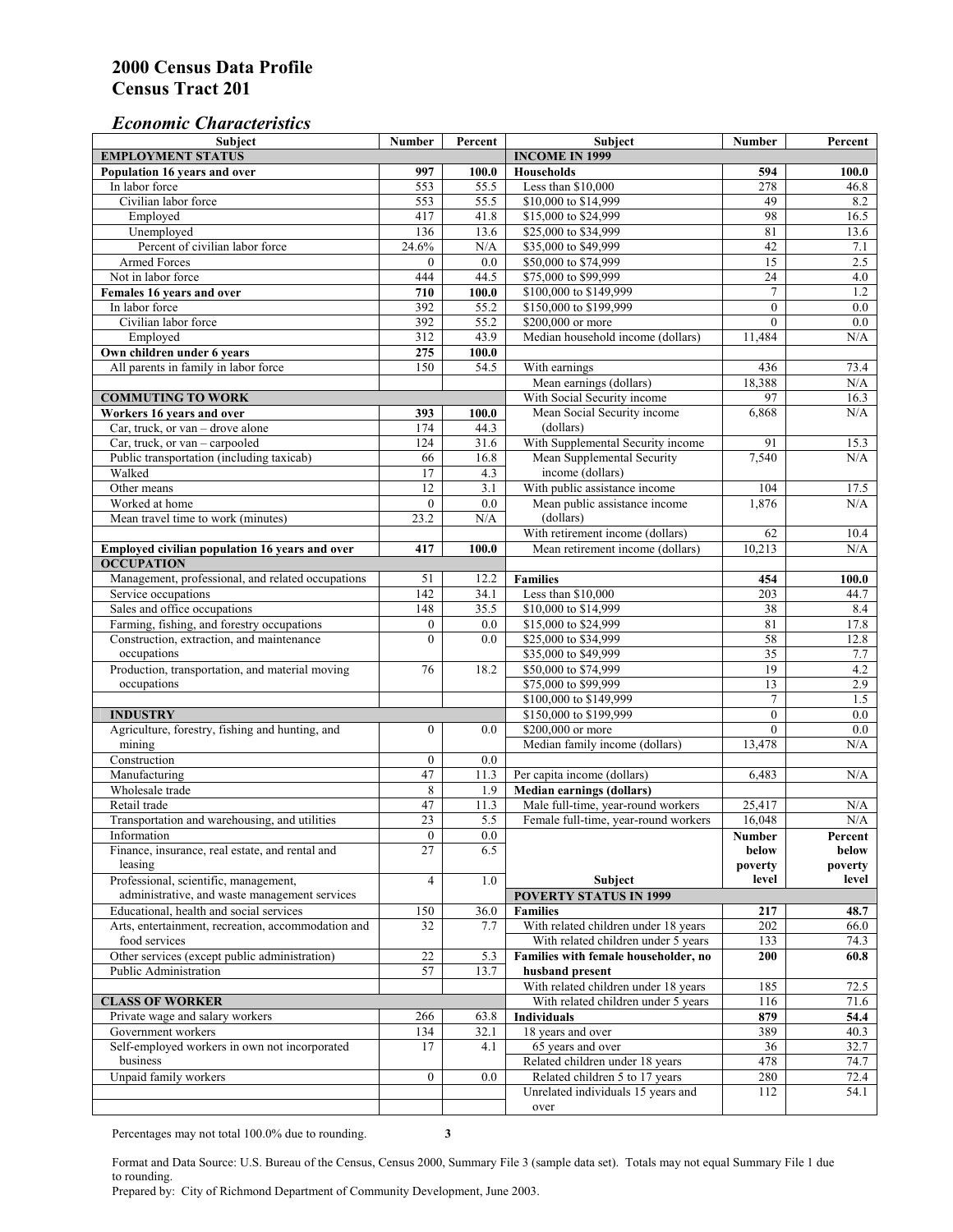# 2000 Census Data Profile
# Census Tract 201

## *Economic Characteristics*

| Subject | Number | Percent |
|---|---|---|
| **EMPLOYMENT STATUS** | | |
| **Population 16 years and over** | **997** | **100.0** |
| In labor force | 553 | 55.5 |
| Civilian labor force | 553 | 55.5 |
| Employed | 417 | 41.8 |
| Unemployed | 136 | 13.6 |
| Percent of civilian labor force | 24.6% | N/A |
| Armed Forces | 0 | 0.0 |
| Not in labor force | 444 | 44.5 |
| **Females 16 years and over** | **710** | **100.0** |
| In labor force | 392 | 55.2 |
| Civilian labor force | 392 | 55.2 |
| Employed | 312 | 43.9 |
| **Own children under 6 years** | **275** | **100.0** |
| All parents in family in labor force | 150 | 54.5 |
| **COMMUTING TO WORK** | | |
| **Workers 16 years and over** | **393** | **100.0** |
| Car, truck, or van – drove alone | 174 | 44.3 |
| Car, truck, or van – carpooled | 124 | 31.6 |
| Public transportation (including taxicab) | 66 | 16.8 |
| Walked | 17 | 4.3 |
| Other means | 12 | 3.1 |
| Worked at home | 0 | 0.0 |
| Mean travel time to work (minutes) | 23.2 | N/A |
| **Employed civilian population 16 years and over** | **417** | **100.0** |
| **OCCUPATION** | | |
| Management, professional, and related occupations | 51 | 12.2 |
| Service occupations | 142 | 34.1 |
| Sales and office occupations | 148 | 35.5 |
| Farming, fishing, and forestry occupations | 0 | 0.0 |
| Construction, extraction, and maintenance occupations | 0 | 0.0 |
| Production, transportation, and material moving occupations | 76 | 18.2 |
| **INDUSTRY** | | |
| Agriculture, forestry, fishing and hunting, and mining | 0 | 0.0 |
| Construction | 0 | 0.0 |
| Manufacturing | 47 | 11.3 |
| Wholesale trade | 8 | 1.9 |
| Retail trade | 47 | 11.3 |
| Transportation and warehousing, and utilities | 23 | 5.5 |
| Information | 0 | 0.0 |
| Finance, insurance, real estate, and rental and leasing | 27 | 6.5 |
| Professional, scientific, management, administrative, and waste management services | 4 | 1.0 |
| Educational, health and social services | 150 | 36.0 |
| Arts, entertainment, recreation, accommodation and food services | 32 | 7.7 |
| Other services (except public administration) | 22 | 5.3 |
| Public Administration | 57 | 13.7 |
| **CLASS OF WORKER** | | |
| Private wage and salary workers | 266 | 63.8 |
| Government workers | 134 | 32.1 |
| Self-employed workers in own not incorporated business | 17 | 4.1 |
| Unpaid family workers | 0 | 0.0 |

| Subject | Number | Percent |
|---|---|---|
| **INCOME IN 1999** | | |
| **Households** | **594** | **100.0** |
| Less than $10,000 | 278 | 46.8 |
| $10,000 to $14,999 | 49 | 8.2 |
| $15,000 to $24,999 | 98 | 16.5 |
| $25,000 to $34,999 | 81 | 13.6 |
| $35,000 to $49,999 | 42 | 7.1 |
| $50,000 to $74,999 | 15 | 2.5 |
| $75,000 to $99,999 | 24 | 4.0 |
| $100,000 to $149,999 | 7 | 1.2 |
| $150,000 to $199,999 | 0 | 0.0 |
| $200,000 or more | 0 | 0.0 |
| Median household income (dollars) | 11,484 | N/A |
| With earnings | 436 | 73.4 |
| Mean earnings (dollars) | 18,388 | N/A |
| With Social Security income | 97 | 16.3 |
| Mean Social Security income (dollars) | 6,868 | N/A |
| With Supplemental Security income | 91 | 15.3 |
| Mean Supplemental Security income (dollars) | 7,540 | N/A |
| With public assistance income | 104 | 17.5 |
| Mean public assistance income (dollars) | 1,876 | N/A |
| With retirement income (dollars) | 62 | 10.4 |
| Mean retirement income (dollars) | 10,213 | N/A |
| **Families** | **454** | **100.0** |
| Less than $10,000 | 203 | 44.7 |
| $10,000 to $14,999 | 38 | 8.4 |
| $15,000 to $24,999 | 81 | 17.8 |
| $25,000 to $34,999 | 58 | 12.8 |
| $35,000 to $49,999 | 35 | 7.7 |
| $50,000 to $74,999 | 19 | 4.2 |
| $75,000 to $99,999 | 13 | 2.9 |
| $100,000 to $149,999 | 7 | 1.5 |
| $150,000 to $199,999 | 0 | 0.0 |
| $200,000 or more | 0 | 0.0 |
| Median family income (dollars) | 13,478 | N/A |
| Per capita income (dollars) | 6,483 | N/A |
| **Median earnings (dollars)** | | |
| Male full-time, year-round workers | 25,417 | N/A |
| Female full-time, year-round workers | 16,048 | N/A |

| Subject | Number below poverty level | Percent below poverty level |
|---|---|---|
| **POVERTY STATUS IN 1999** | | |
| **Families** | **217** | **48.7** |
| With related children under 18 years | 202 | 66.0 |
| With related children under 5 years | 133 | 74.3 |
| **Families with female householder, no husband present** | **200** | **60.8** |
| With related children under 18 years | 185 | 72.5 |
| With related children under 5 years | 116 | 71.6 |
| **Individuals** | **879** | **54.4** |
| 18 years and over | 389 | 40.3 |
| 65 years and over | 36 | 32.7 |
| Related children under 18 years | 478 | 74.7 |
| Related children 5 to 17 years | 280 | 72.4 |
| Unrelated individuals 15 years and over | 112 | 54.1 |

Percentages may not total 100.0% due to rounding.

Format and Data Source: U.S. Bureau of the Census, Census 2000, Summary File 3 (sample data set). Totals may not equal Summary File 1 due to rounding.
Prepared by: City of Richmond Department of Community Development, June 2003.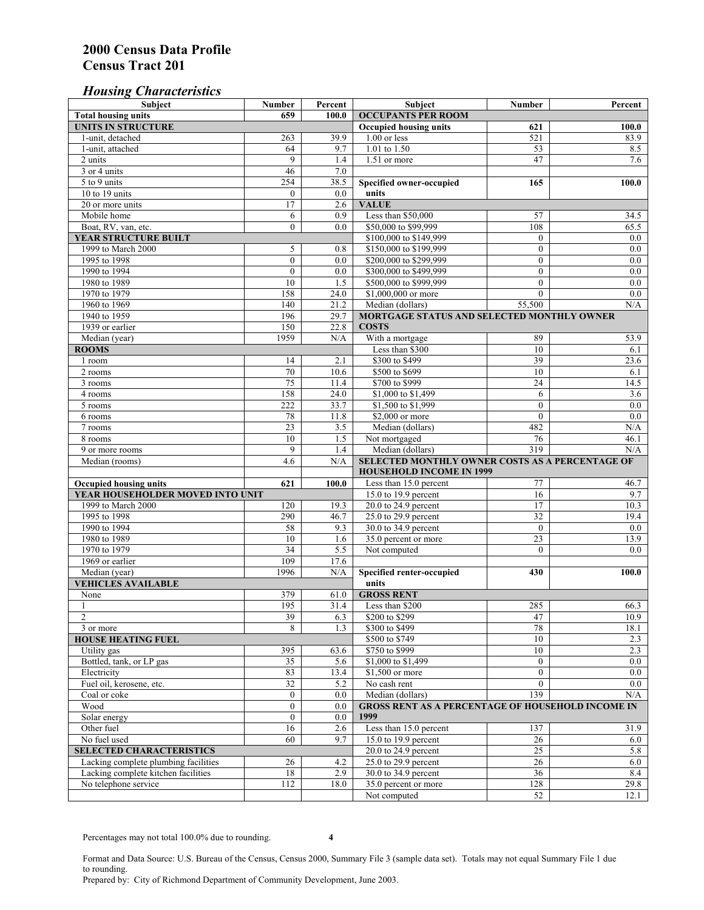# 2000 Census Data Profile
# Census Tract 201

## *Housing Characteristics*

| Subject | Number | Percent | Subject | Number | Percent |
|---|---|---|---|---|---|
| **Total housing units** | **659** | **100.0** | **OCCUPANTS PER ROOM** | | |
| **UNITS IN STRUCTURE** | | | **Occupied housing units** | **621** | **100.0** |
| 1-unit, detached | 263 | 39.9 | 1.00 or less | 521 | 83.9 |
| 1-unit, attached | 64 | 9.7 | 1.01 to 1.50 | 53 | 8.5 |
| 2 units | 9 | 1.4 | 1.51 or more | 47 | 7.6 |
| 3 or 4 units | 46 | 7.0 | | | |
| 5 to 9 units | 254 | 38.5 | **Specified owner-occupied units** | **165** | **100.0** |
| 10 to 19 units | 0 | 0.0 | | | |
| 20 or more units | 17 | 2.6 | **VALUE** | | |
| Mobile home | 6 | 0.9 | Less than $50,000 | 57 | 34.5 |
| Boat, RV, van, etc. | 0 | 0.0 | $50,000 to $99,999 | 108 | 65.5 |
| **YEAR STRUCTURE BUILT** | | | $100,000 to $149,999 | 0 | 0.0 |
| 1999 to March 2000 | 5 | 0.8 | $150,000 to $199,999 | 0 | 0.0 |
| 1995 to 1998 | 0 | 0.0 | $200,000 to $299,999 | 0 | 0.0 |
| 1990 to 1994 | 0 | 0.0 | $300,000 to $499,999 | 0 | 0.0 |
| 1980 to 1989 | 10 | 1.5 | $500,000 to $999,999 | 0 | 0.0 |
| 1970 to 1979 | 158 | 24.0 | $1,000,000 or more | 0 | 0.0 |
| 1960 to 1969 | 140 | 21.2 | Median (dollars) | 55,500 | N/A |
| 1940 to 1959 | 196 | 29.7 | **MORTGAGE STATUS AND SELECTED MONTHLY OWNER COSTS** | | |
| 1939 or earlier | 150 | 22.8 | | | |
| Median (year) | 1959 | N/A | With a mortgage | 89 | 53.9 |
| **ROOMS** | | | Less than $300 | 10 | 6.1 |
| 1 room | 14 | 2.1 | $300 to $499 | 39 | 23.6 |
| 2 rooms | 70 | 10.6 | $500 to $699 | 10 | 6.1 |
| 3 rooms | 75 | 11.4 | $700 to $999 | 24 | 14.5 |
| 4 rooms | 158 | 24.0 | $1,000 to $1,499 | 6 | 3.6 |
| 5 rooms | 222 | 33.7 | $1,500 to $1,999 | 0 | 0.0 |
| 6 rooms | 78 | 11.8 | $2,000 or more | 0 | 0.0 |
| 7 rooms | 23 | 3.5 | Median (dollars) | 482 | N/A |
| 8 rooms | 10 | 1.5 | Not mortgaged | 76 | 46.1 |
| 9 or more rooms | 9 | 1.4 | Median (dollars) | 319 | N/A |
| Median (rooms) | 4.6 | N/A | **SELECTED MONTHLY OWNER COSTS AS A PERCENTAGE OF HOUSEHOLD INCOME IN 1999** | | |
| **Occupied housing units** | **621** | **100.0** | Less than 15.0 percent | 77 | 46.7 |
| **YEAR HOUSEHOLDER MOVED INTO UNIT** | | | 15.0 to 19.9 percent | 16 | 9.7 |
| 1999 to March 2000 | 120 | 19.3 | 20.0 to 24.9 percent | 17 | 10.3 |
| 1995 to 1998 | 290 | 46.7 | 25.0 to 29.9 percent | 32 | 19.4 |
| 1990 to 1994 | 58 | 9.3 | 30.0 to 34.9 percent | 0 | 0.0 |
| 1980 to 1989 | 10 | 1.6 | 35.0 percent or more | 23 | 13.9 |
| 1970 to 1979 | 34 | 5.5 | Not computed | 0 | 0.0 |
| 1969 or earlier | 109 | 17.6 | | | |
| Median (year) | 1996 | N/A | **Specified renter-occupied units** | **430** | **100.0** |
| **VEHICLES AVAILABLE** | | | | | |
| None | 379 | 61.0 | **GROSS RENT** | | |
| 1 | 195 | 31.4 | Less than $200 | 285 | 66.3 |
| 2 | 39 | 6.3 | $200 to $299 | 47 | 10.9 |
| 3 or more | 8 | 1.3 | $300 to $499 | 78 | 18.1 |
| **HOUSE HEATING FUEL** | | | $500 to $749 | 10 | 2.3 |
| Utility gas | 395 | 63.6 | $750 to $999 | 10 | 2.3 |
| Bottled, tank, or LP gas | 35 | 5.6 | $1,000 to $1,499 | 0 | 0.0 |
| Electricity | 83 | 13.4 | $1,500 or more | 0 | 0.0 |
| Fuel oil, kerosene, etc. | 32 | 5.2 | No cash rent | 0 | 0.0 |
| Coal or coke | 0 | 0.0 | Median (dollars) | 139 | N/A |
| Wood | 0 | 0.0 | **GROSS RENT AS A PERCENTAGE OF HOUSEHOLD INCOME IN 1999** | | |
| Solar energy | 0 | 0.0 | | | |
| Other fuel | 16 | 2.6 | Less than 15.0 percent | 137 | 31.9 |
| No fuel used | 60 | 9.7 | 15.0 to 19.9 percent | 26 | 6.0 |
| **SELECTED CHARACTERISTICS** | | | 20.0 to 24.9 percent | 25 | 5.8 |
| Lacking complete plumbing facilities | 26 | 4.2 | 25.0 to 29.9 percent | 26 | 6.0 |
| Lacking complete kitchen facilities | 18 | 2.9 | 30.0 to 34.9 percent | 36 | 8.4 |
| No telephone service | 112 | 18.0 | 35.0 percent or more | 128 | 29.8 |
| | | | Not computed | 52 | 12.1 |

Percentages may not total 100.0% due to rounding.

Format and Data Source: U.S. Bureau of the Census, Census 2000, Summary File 3 (sample data set). Totals may not equal Summary File 1 due to rounding.
Prepared by: City of Richmond Department of Community Development, June 2003.